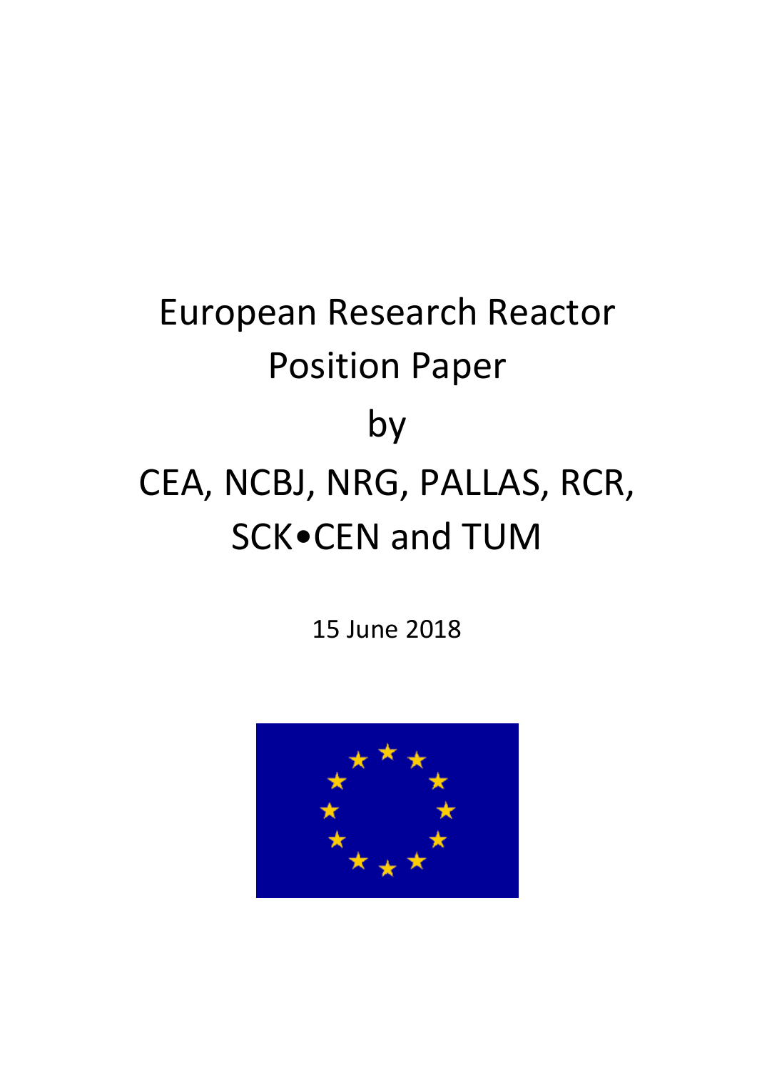# European Research Reactor Position Paper

by

CEA, NCBJ, NRG, PALLAS, RCR, SCK•CEN and TUM

15 June 2018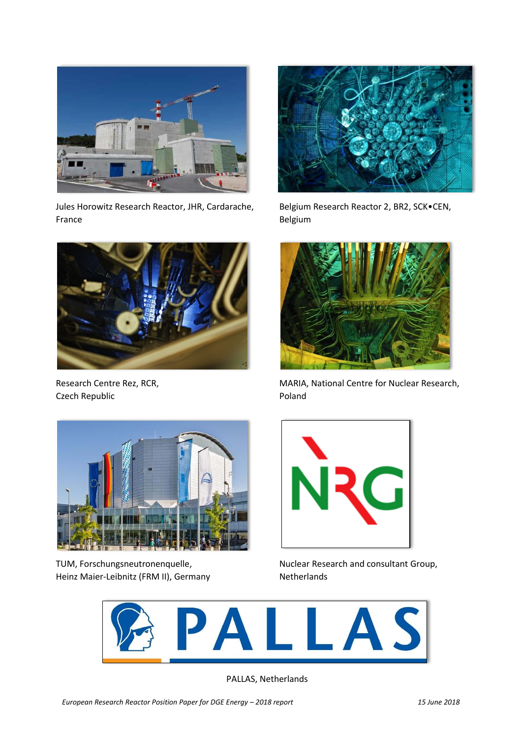Jules Horowitz Research Reactor, JHR, Cardarache, France

Belgium Research Reactor 2, BR2, SCK•CEN, Belgium

Research Centre Rez, RCR, Czech Republic

MARIA, National Centre for Nuclear Research, Poland

TUM, Forschungsneutronenquelle, Heinz Maier-Leibnitz (FRM II), Germany

Nuclear Research and consultant Group, Netherlands

PALLAS, Netherlands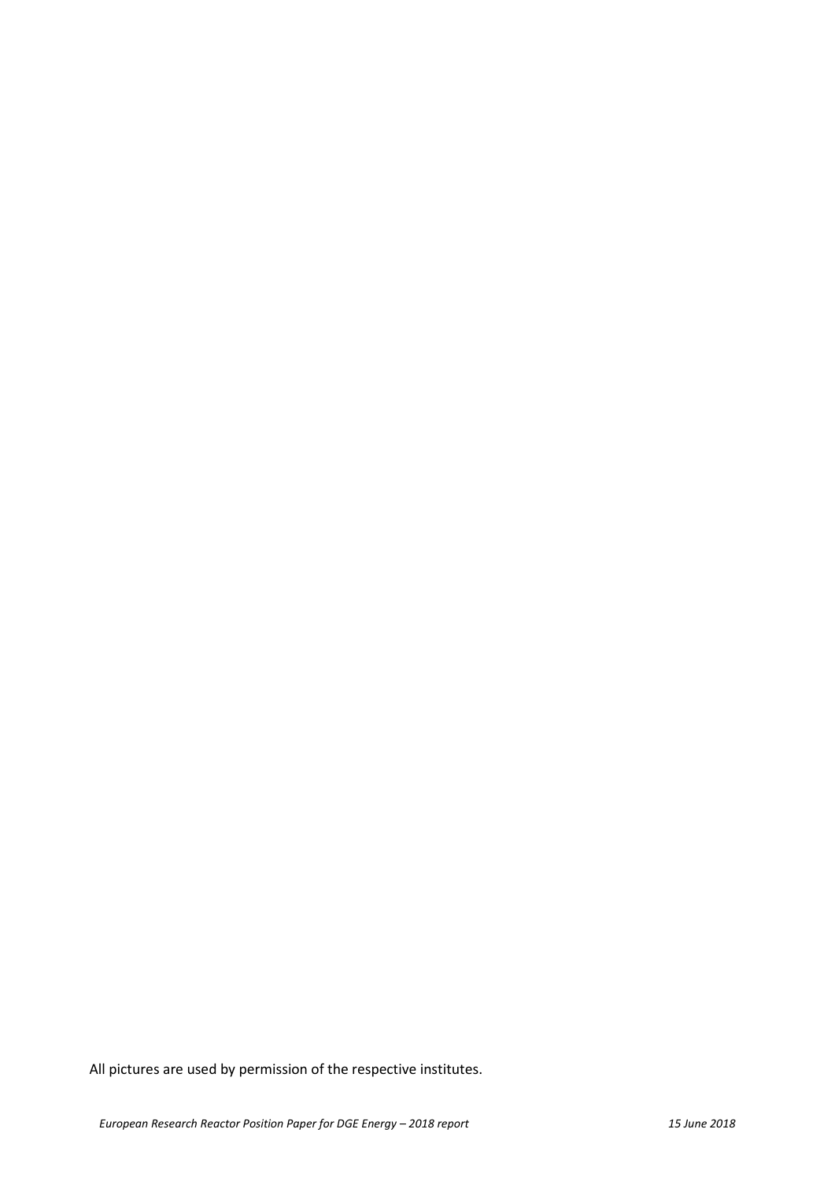All pictures are used by permission of the respective institutes.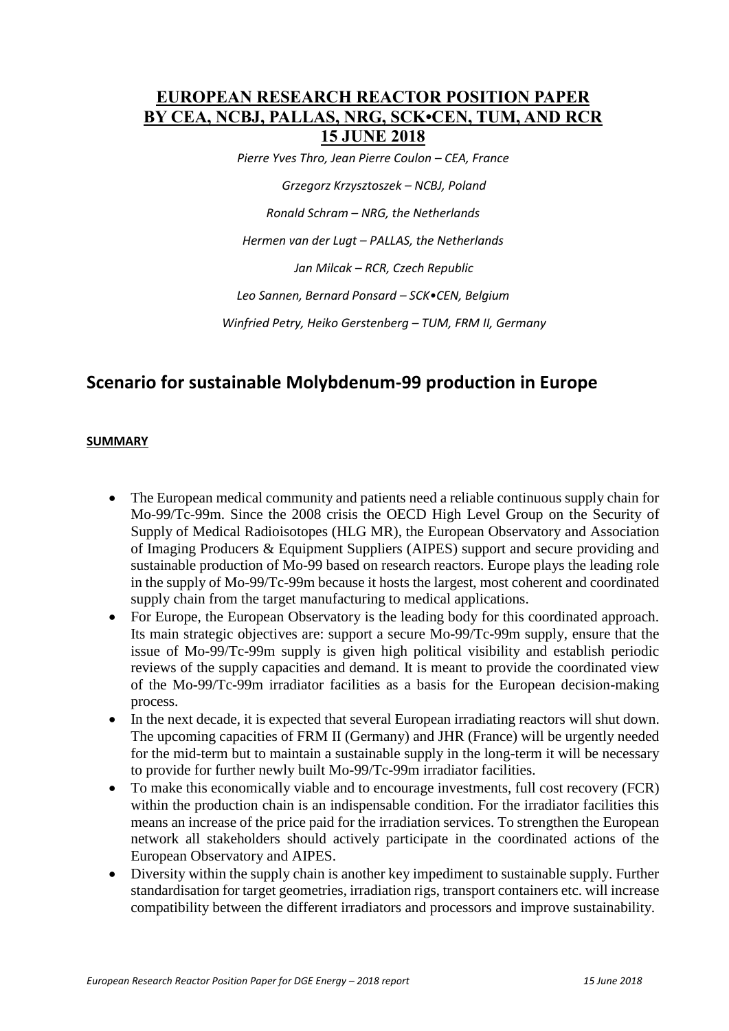# EUROPEAN RESEARCH REACTOR POSITION PAPER BY CEA, NCBJ, PALLAS, NRG, SCK•CEN, TUM, AND RCR 15 JUNE 2018

*Pierre Yves Thro, Jean Pierre Coulon – CEA, France*

*Grzegorz Krzysztoszek – NCBJ, Poland*

*Ronald Schram – NRG, the Netherlands*

*Hermen van der Lugt – PALLAS, the Netherlands*

*Jan Milcak – RCR, Czech Republic*

*Leo Sannen, Bernard Ponsard – SCK•CEN, Belgium*

*Winfried Petry, Heiko Gerstenberg – TUM, FRM II, Germany*

## Scenario for sustainable Molybdenum-99 production in Europe

### SUMMARY

- The European medical community and patients need a reliable continuous supply chain for Mo-99/Tc-99m. Since the 2008 crisis the OECD High Level Group on the Security of Supply of Medical Radioisotopes (HLG MR), the European Observatory and Association of Imaging Producers & Equipment Suppliers (AIPES) support and secure providing and sustainable production of Mo-99 based on research reactors. Europe plays the leading role in the supply of Mo-99/Tc-99m because it hosts the largest, most coherent and coordinated supply chain from the target manufacturing to medical applications.
- For Europe, the European Observatory is the leading body for this coordinated approach. Its main strategic objectives are: support a secure Mo-99/Tc-99m supply, ensure that the issue of Mo-99/Tc-99m supply is given high political visibility and establish periodic reviews of the supply capacities and demand. It is meant to provide the coordinated view of the Mo-99/Tc-99m irradiator facilities as a basis for the European decision-making process.
- In the next decade, it is expected that several European irradiating reactors will shut down. The upcoming capacities of FRM II (Germany) and JHR (France) will be urgently needed for the mid-term but to maintain a sustainable supply in the long-term it will be necessary to provide for further newly built Mo-99/Tc-99m irradiator facilities.
- To make this economically viable and to encourage investments, full cost recovery (FCR) within the production chain is an indispensable condition. For the irradiator facilities this means an increase of the price paid for the irradiation services. To strengthen the European network all stakeholders should actively participate in the coordinated actions of the European Observatory and AIPES.
- Diversity within the supply chain is another key impediment to sustainable supply. Further standardisation for target geometries, irradiation rigs, transport containers etc. will increase compatibility between the different irradiators and processors and improve sustainability.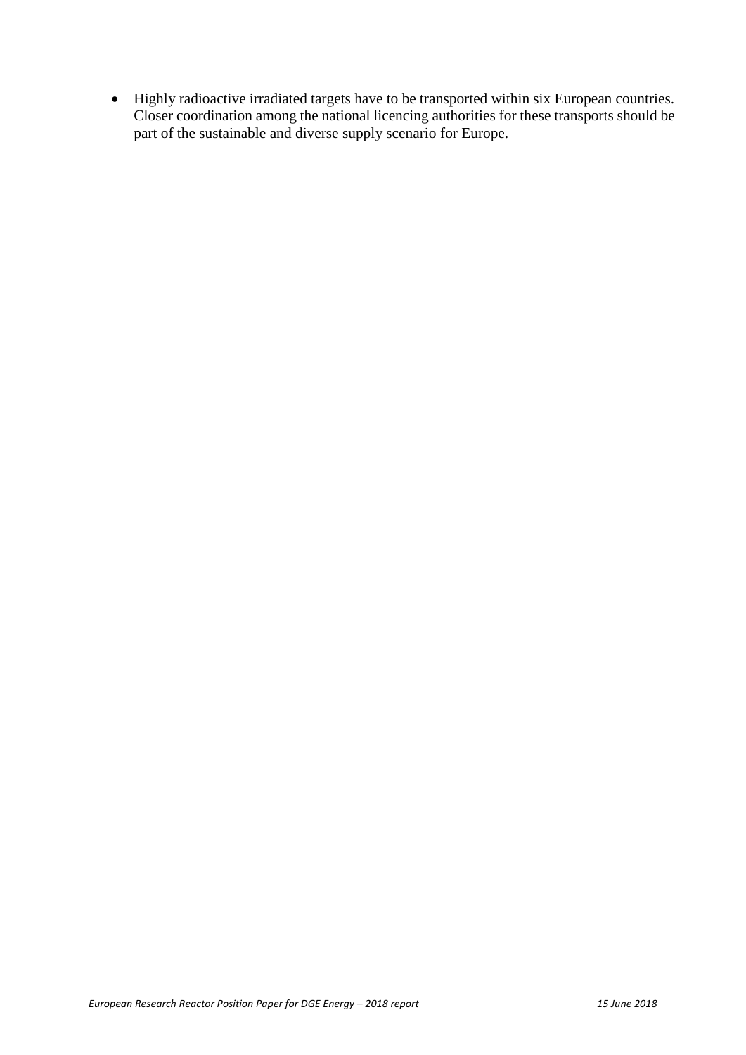- Highly radioactive irradiated targets have to be transported within six European countries. Closer coordination among the national licencing authorities for these transports should be part of the sustainable and diverse supply scenario for Europe.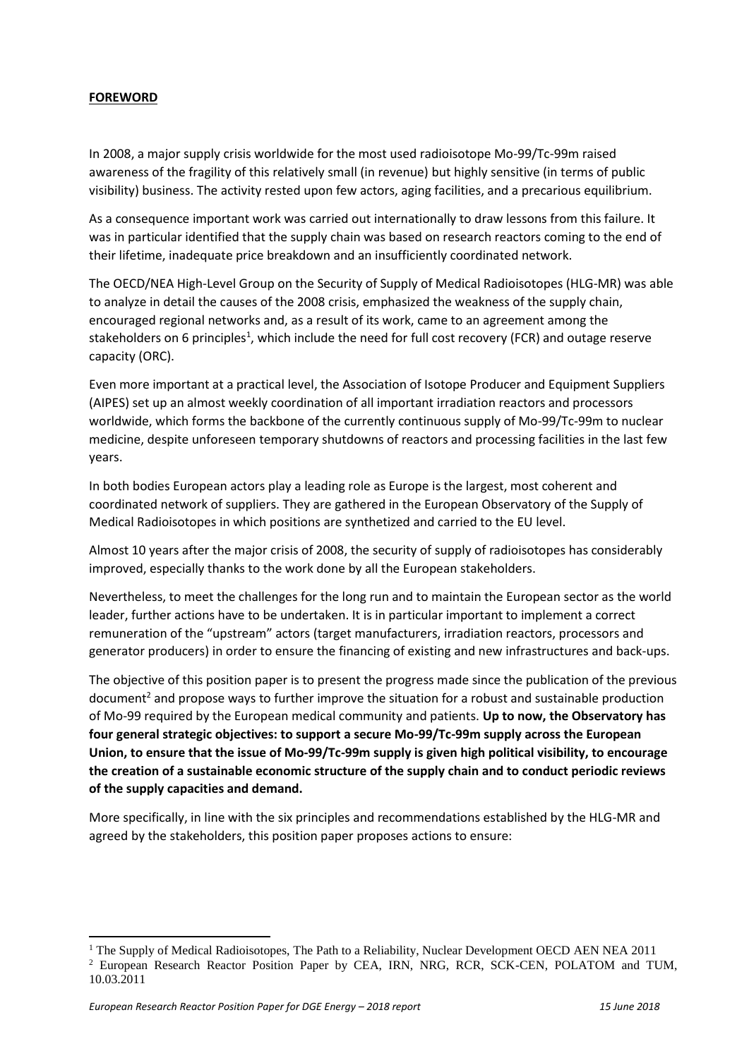## FOREWORD

In 2008, a major supply crisis worldwide for the most used radioisotope Mo-99/Tc-99m raised awareness of the fragility of this relatively small (in revenue) but highly sensitive (in terms of public visibility) business. The activity rested upon few actors, aging facilities, and a precarious equilibrium.

As a consequence important work was carried out internationally to draw lessons from this failure. It was in particular identified that the supply chain was based on research reactors coming to the end of their lifetime, inadequate price breakdown and an insufficiently coordinated network.

The OECD/NEA High-Level Group on the Security of Supply of Medical Radioisotopes (HLG-MR) was able to analyze in detail the causes of the 2008 crisis, emphasized the weakness of the supply chain, encouraged regional networks and, as a result of its work, came to an agreement among the stakeholders on 6 principles[1], which include the need for full cost recovery (FCR) and outage reserve capacity (ORC).

Even more important at a practical level, the Association of Isotope Producer and Equipment Suppliers (AIPES) set up an almost weekly coordination of all important irradiation reactors and processors worldwide, which forms the backbone of the currently continuous supply of Mo-99/Tc-99m to nuclear medicine, despite unforeseen temporary shutdowns of reactors and processing facilities in the last few years.

In both bodies European actors play a leading role as Europe is the largest, most coherent and coordinated network of suppliers. They are gathered in the European Observatory of the Supply of Medical Radioisotopes in which positions are synthetized and carried to the EU level.

Almost 10 years after the major crisis of 2008, the security of supply of radioisotopes has considerably improved, especially thanks to the work done by all the European stakeholders.

Nevertheless, to meet the challenges for the long run and to maintain the European sector as the world leader, further actions have to be undertaken. It is in particular important to implement a correct remuneration of the "upstream" actors (target manufacturers, irradiation reactors, processors and generator producers) in order to ensure the financing of existing and new infrastructures and back-ups.

The objective of this position paper is to present the progress made since the publication of the previous document[2] and propose ways to further improve the situation for a robust and sustainable production of Mo-99 required by the European medical community and patients. **Up to now, the Observatory has four general strategic objectives: to support a secure Mo-99/Tc-99m supply across the European Union, to ensure that the issue of Mo-99/Tc-99m supply is given high political visibility, to encourage the creation of a sustainable economic structure of the supply chain and to conduct periodic reviews of the supply capacities and demand.**

More specifically, in line with the six principles and recommendations established by the HLG-MR and agreed by the stakeholders, this position paper proposes actions to ensure:

---

[1] The Supply of Medical Radioisotopes, The Path to a Reliability, Nuclear Development OECD AEN NEA 2011

[2] European Research Reactor Position Paper by CEA, IRN, NRG, RCR, SCK-CEN, POLATOM and TUM, 10.03.2011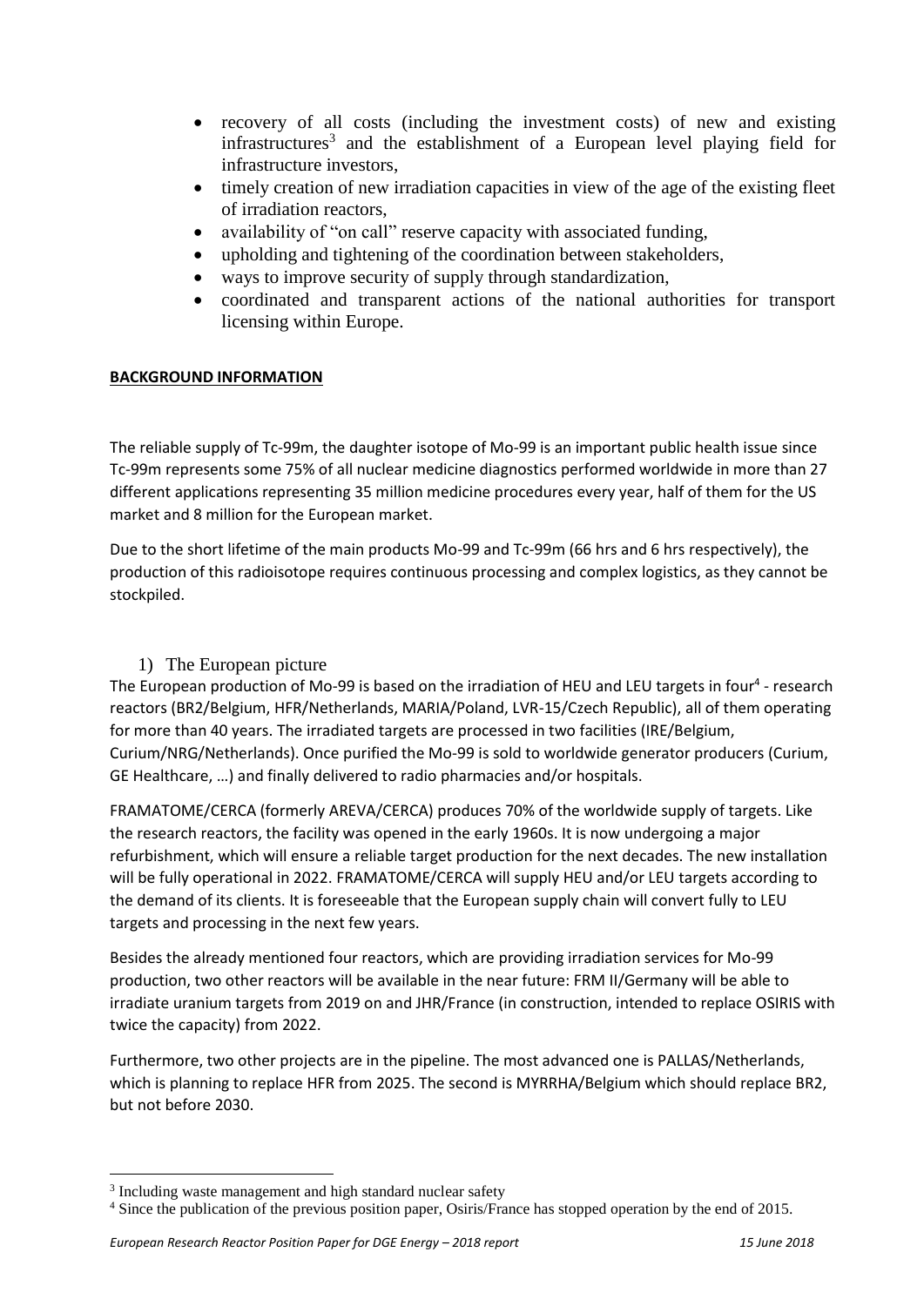- recovery of all costs (including the investment costs) of new and existing infrastructures[3] and the establishment of a European level playing field for infrastructure investors,
- timely creation of new irradiation capacities in view of the age of the existing fleet of irradiation reactors,
- availability of "on call" reserve capacity with associated funding,
- upholding and tightening of the coordination between stakeholders,
- ways to improve security of supply through standardization,
- coordinated and transparent actions of the national authorities for transport licensing within Europe.

**BACKGROUND INFORMATION**

The reliable supply of Tc-99m, the daughter isotope of Mo-99 is an important public health issue since Tc-99m represents some 75% of all nuclear medicine diagnostics performed worldwide in more than 27 different applications representing 35 million medicine procedures every year, half of them for the US market and 8 million for the European market.

Due to the short lifetime of the main products Mo-99 and Tc-99m (66 hrs and 6 hrs respectively), the production of this radioisotope requires continuous processing and complex logistics, as they cannot be stockpiled.

## 1) The European picture

The European production of Mo-99 is based on the irradiation of HEU and LEU targets in four[4] - research reactors (BR2/Belgium, HFR/Netherlands, MARIA/Poland, LVR-15/Czech Republic), all of them operating for more than 40 years. The irradiated targets are processed in two facilities (IRE/Belgium, Curium/NRG/Netherlands). Once purified the Mo-99 is sold to worldwide generator producers (Curium, GE Healthcare, …) and finally delivered to radio pharmacies and/or hospitals.

FRAMATOME/CERCA (formerly AREVA/CERCA) produces 70% of the worldwide supply of targets. Like the research reactors, the facility was opened in the early 1960s. It is now undergoing a major refurbishment, which will ensure a reliable target production for the next decades. The new installation will be fully operational in 2022. FRAMATOME/CERCA will supply HEU and/or LEU targets according to the demand of its clients. It is foreseeable that the European supply chain will convert fully to LEU targets and processing in the next few years.

Besides the already mentioned four reactors, which are providing irradiation services for Mo-99 production, two other reactors will be available in the near future: FRM II/Germany will be able to irradiate uranium targets from 2019 on and JHR/France (in construction, intended to replace OSIRIS with twice the capacity) from 2022.

Furthermore, two other projects are in the pipeline. The most advanced one is PALLAS/Netherlands, which is planning to replace HFR from 2025. The second is MYRRHA/Belgium which should replace BR2, but not before 2030.

---

[3] Including waste management and high standard nuclear safety

[4] Since the publication of the previous position paper, Osiris/France has stopped operation by the end of 2015.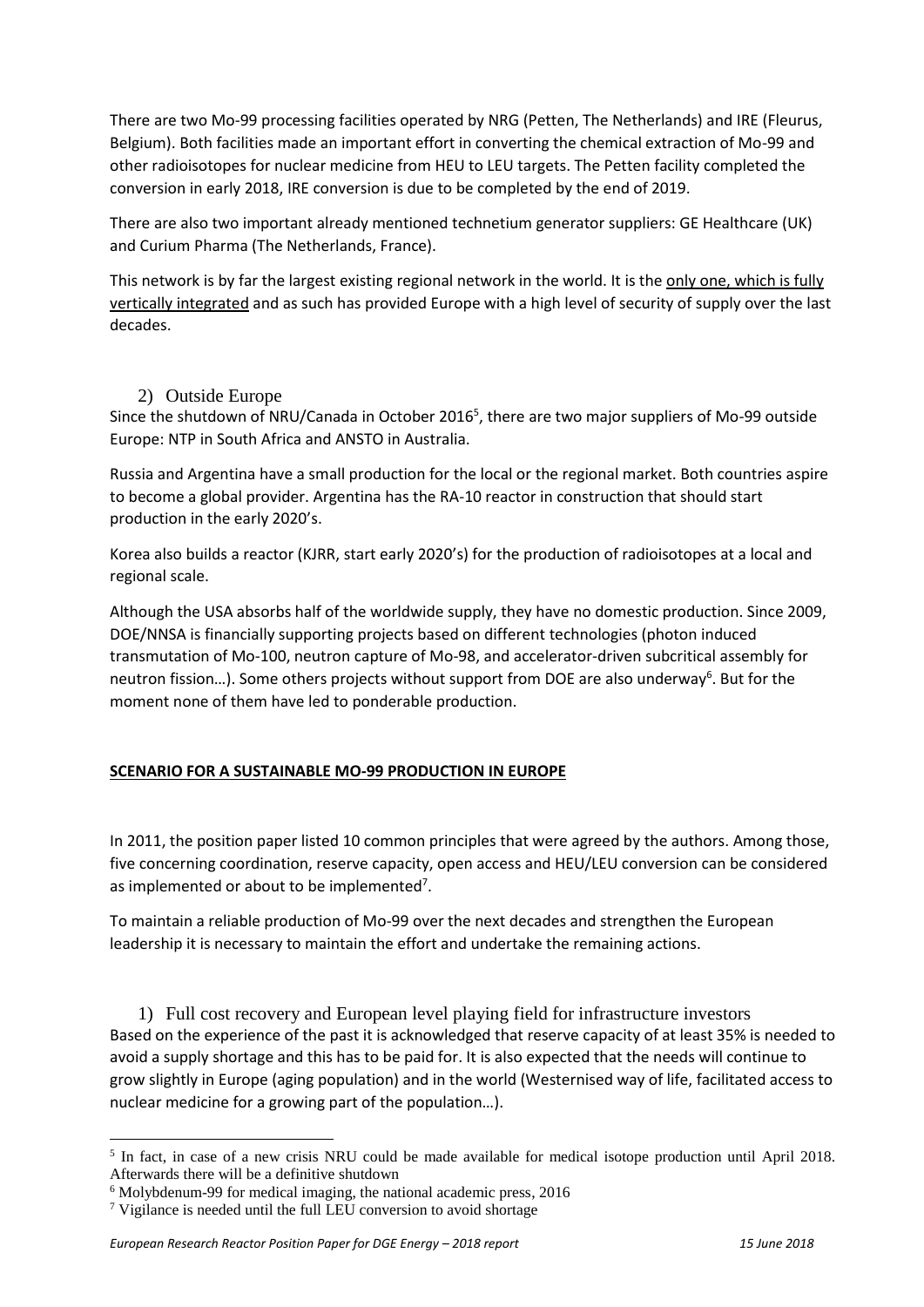There are two Mo-99 processing facilities operated by NRG (Petten, The Netherlands) and IRE (Fleurus, Belgium). Both facilities made an important effort in converting the chemical extraction of Mo-99 and other radioisotopes for nuclear medicine from HEU to LEU targets. The Petten facility completed the conversion in early 2018, IRE conversion is due to be completed by the end of 2019.

There are also two important already mentioned technetium generator suppliers: GE Healthcare (UK) and Curium Pharma (The Netherlands, France).

This network is by far the largest existing regional network in the world. It is the only one, which is fully vertically integrated and as such has provided Europe with a high level of security of supply over the last decades.

## 2) Outside Europe

Since the shutdown of NRU/Canada in October 2016[5], there are two major suppliers of Mo-99 outside Europe: NTP in South Africa and ANSTO in Australia.

Russia and Argentina have a small production for the local or the regional market. Both countries aspire to become a global provider. Argentina has the RA-10 reactor in construction that should start production in the early 2020's.

Korea also builds a reactor (KJRR, start early 2020's) for the production of radioisotopes at a local and regional scale.

Although the USA absorbs half of the worldwide supply, they have no domestic production. Since 2009, DOE/NNSA is financially supporting projects based on different technologies (photon induced transmutation of Mo-100, neutron capture of Mo-98, and accelerator-driven subcritical assembly for neutron fission…). Some others projects without support from DOE are also underway[6]. But for the moment none of them have led to ponderable production.

## SCENARIO FOR A SUSTAINABLE MO-99 PRODUCTION IN EUROPE

In 2011, the position paper listed 10 common principles that were agreed by the authors. Among those, five concerning coordination, reserve capacity, open access and HEU/LEU conversion can be considered as implemented or about to be implemented[7].

To maintain a reliable production of Mo-99 over the next decades and strengthen the European leadership it is necessary to maintain the effort and undertake the remaining actions.

### 1) Full cost recovery and European level playing field for infrastructure investors

Based on the experience of the past it is acknowledged that reserve capacity of at least 35% is needed to avoid a supply shortage and this has to be paid for. It is also expected that the needs will continue to grow slightly in Europe (aging population) and in the world (Westernised way of life, facilitated access to nuclear medicine for a growing part of the population…).

---

[5] In fact, in case of a new crisis NRU could be made available for medical isotope production until April 2018. Afterwards there will be a definitive shutdown

[6] Molybdenum-99 for medical imaging, the national academic press, 2016

[7] Vigilance is needed until the full LEU conversion to avoid shortage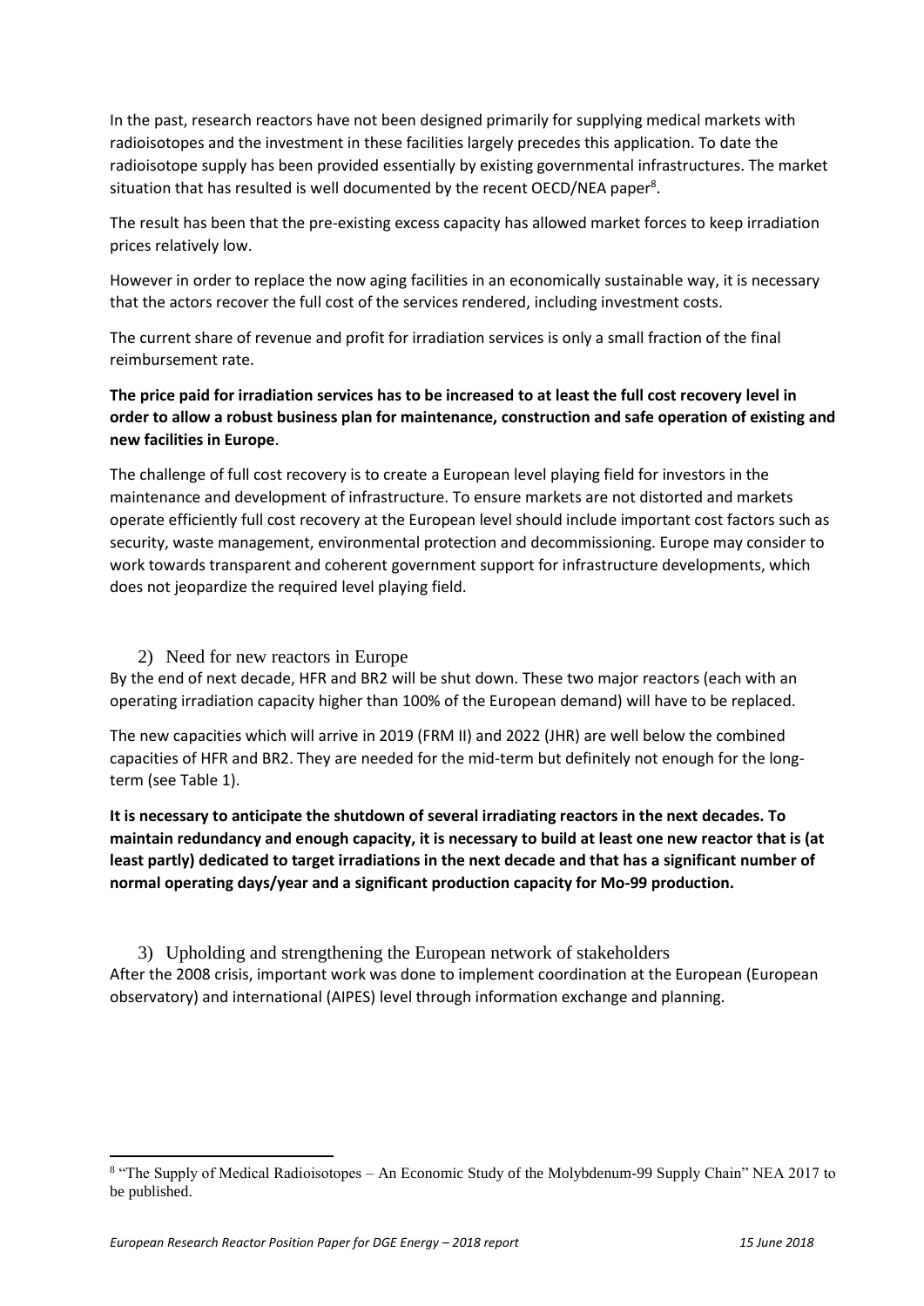In the past, research reactors have not been designed primarily for supplying medical markets with radioisotopes and the investment in these facilities largely precedes this application. To date the radioisotope supply has been provided essentially by existing governmental infrastructures. The market situation that has resulted is well documented by the recent OECD/NEA paper[8].

The result has been that the pre-existing excess capacity has allowed market forces to keep irradiation prices relatively low.

However in order to replace the now aging facilities in an economically sustainable way, it is necessary that the actors recover the full cost of the services rendered, including investment costs.

The current share of revenue and profit for irradiation services is only a small fraction of the final reimbursement rate.

**The price paid for irradiation services has to be increased to at least the full cost recovery level in order to allow a robust business plan for maintenance, construction and safe operation of existing and new facilities in Europe**.

The challenge of full cost recovery is to create a European level playing field for investors in the maintenance and development of infrastructure. To ensure markets are not distorted and markets operate efficiently full cost recovery at the European level should include important cost factors such as security, waste management, environmental protection and decommissioning. Europe may consider to work towards transparent and coherent government support for infrastructure developments, which does not jeopardize the required level playing field.

### 2) Need for new reactors in Europe

By the end of next decade, HFR and BR2 will be shut down. These two major reactors (each with an operating irradiation capacity higher than 100% of the European demand) will have to be replaced.

The new capacities which will arrive in 2019 (FRM II) and 2022 (JHR) are well below the combined capacities of HFR and BR2. They are needed for the mid-term but definitely not enough for the long-term (see Table 1).

**It is necessary to anticipate the shutdown of several irradiating reactors in the next decades. To maintain redundancy and enough capacity, it is necessary to build at least one new reactor that is (at least partly) dedicated to target irradiations in the next decade and that has a significant number of normal operating days/year and a significant production capacity for Mo-99 production.**

### 3) Upholding and strengthening the European network of stakeholders

After the 2008 crisis, important work was done to implement coordination at the European (European observatory) and international (AIPES) level through information exchange and planning.

---

[8] "The Supply of Medical Radioisotopes – An Economic Study of the Molybdenum-99 Supply Chain" NEA 2017 to be published.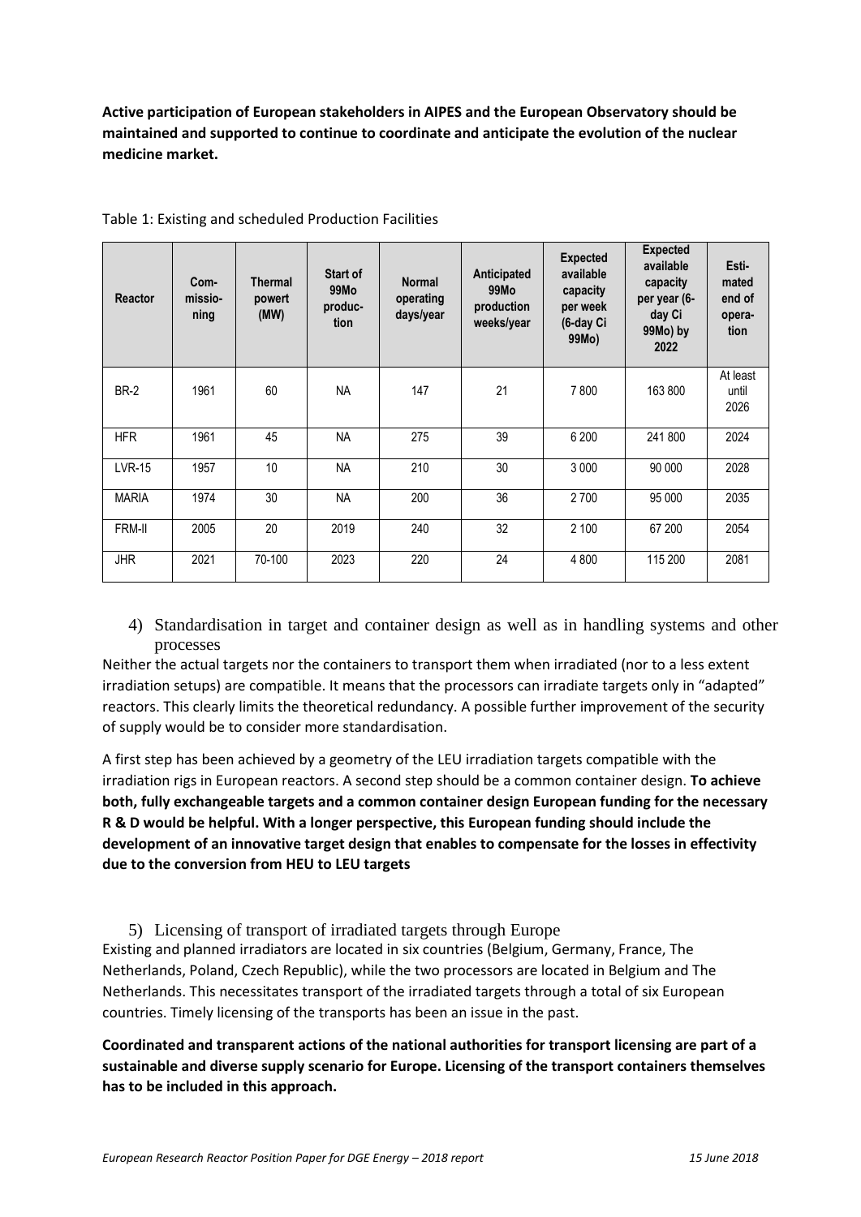**Active participation of European stakeholders in AIPES and the European Observatory should be maintained and supported to continue to coordinate and anticipate the evolution of the nuclear medicine market.**

Table 1: Existing and scheduled Production Facilities

| Reactor | Com-missio-ning | Thermal powert (MW) | Start of 99Mo produc-tion | Normal operating days/year | Anticipated 99Mo production weeks/year | Expected available capacity per week (6-day Ci 99Mo) | Expected available capacity per year (6-day Ci 99Mo) by 2022 | Esti-mated end of opera-tion |
|---|---|---|---|---|---|---|---|---|
| BR-2 | 1961 | 60 | NA | 147 | 21 | 7 800 | 163 800 | At least until 2026 |
| HFR | 1961 | 45 | NA | 275 | 39 | 6 200 | 241 800 | 2024 |
| LVR-15 | 1957 | 10 | NA | 210 | 30 | 3 000 | 90 000 | 2028 |
| MARIA | 1974 | 30 | NA | 200 | 36 | 2 700 | 95 000 | 2035 |
| FRM-II | 2005 | 20 | 2019 | 240 | 32 | 2 100 | 67 200 | 2054 |
| JHR | 2021 | 70-100 | 2023 | 220 | 24 | 4 800 | 115 200 | 2081 |

4) Standardisation in target and container design as well as in handling systems and other processes

Neither the actual targets nor the containers to transport them when irradiated (nor to a less extent irradiation setups) are compatible. It means that the processors can irradiate targets only in "adapted" reactors. This clearly limits the theoretical redundancy. A possible further improvement of the security of supply would be to consider more standardisation.

A first step has been achieved by a geometry of the LEU irradiation targets compatible with the irradiation rigs in European reactors. A second step should be a common container design. **To achieve both, fully exchangeable targets and a common container design European funding for the necessary R & D would be helpful. With a longer perspective, this European funding should include the development of an innovative target design that enables to compensate for the losses in effectivity due to the conversion from HEU to LEU targets**

5) Licensing of transport of irradiated targets through Europe

Existing and planned irradiators are located in six countries (Belgium, Germany, France, The Netherlands, Poland, Czech Republic), while the two processors are located in Belgium and The Netherlands. This necessitates transport of the irradiated targets through a total of six European countries. Timely licensing of the transports has been an issue in the past.

**Coordinated and transparent actions of the national authorities for transport licensing are part of a sustainable and diverse supply scenario for Europe. Licensing of the transport containers themselves has to be included in this approach.**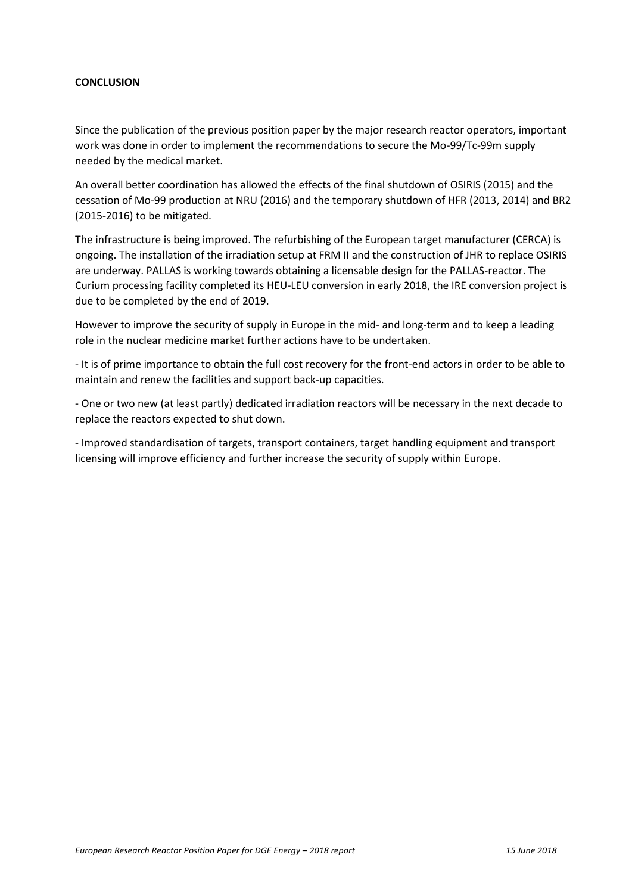**CONCLUSION**

Since the publication of the previous position paper by the major research reactor operators, important work was done in order to implement the recommendations to secure the Mo-99/Tc-99m supply needed by the medical market.

An overall better coordination has allowed the effects of the final shutdown of OSIRIS (2015) and the cessation of Mo-99 production at NRU (2016) and the temporary shutdown of HFR (2013, 2014) and BR2 (2015-2016) to be mitigated.

The infrastructure is being improved. The refurbishing of the European target manufacturer (CERCA) is ongoing. The installation of the irradiation setup at FRM II and the construction of JHR to replace OSIRIS are underway. PALLAS is working towards obtaining a licensable design for the PALLAS-reactor. The Curium processing facility completed its HEU-LEU conversion in early 2018, the IRE conversion project is due to be completed by the end of 2019.

However to improve the security of supply in Europe in the mid- and long-term and to keep a leading role in the nuclear medicine market further actions have to be undertaken.

- It is of prime importance to obtain the full cost recovery for the front-end actors in order to be able to maintain and renew the facilities and support back-up capacities.

- One or two new (at least partly) dedicated irradiation reactors will be necessary in the next decade to replace the reactors expected to shut down.

- Improved standardisation of targets, transport containers, target handling equipment and transport licensing will improve efficiency and further increase the security of supply within Europe.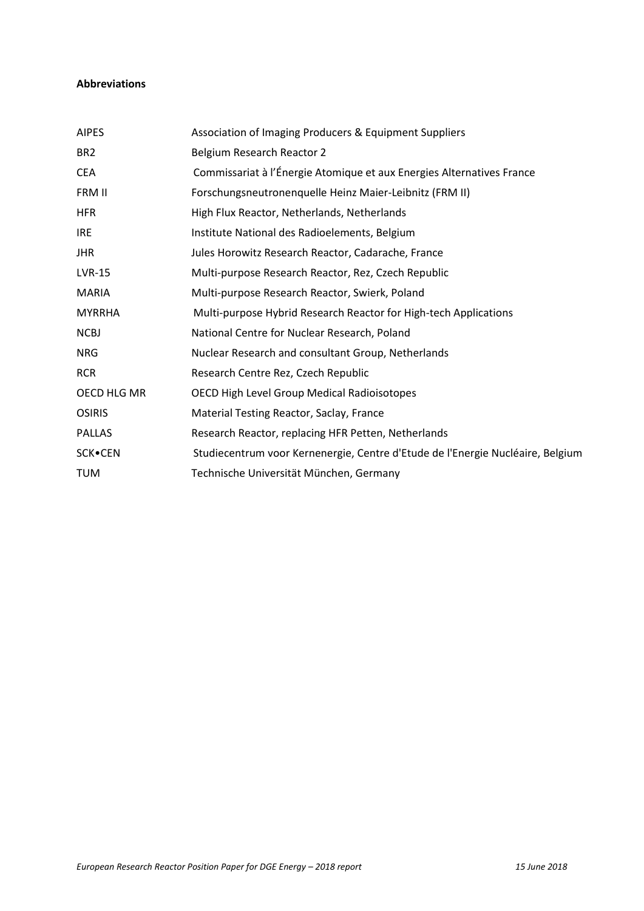**Abbreviations**

| | |
|---|---|
| AIPES | Association of Imaging Producers & Equipment Suppliers |
| BR2 | Belgium Research Reactor 2 |
| CEA | Commissariat à l'Énergie Atomique et aux Energies Alternatives France |
| FRM II | Forschungsneutronenquelle Heinz Maier-Leibnitz (FRM II) |
| HFR | High Flux Reactor, Netherlands, Netherlands |
| IRE | Institute National des Radioelements, Belgium |
| JHR | Jules Horowitz Research Reactor, Cadarache, France |
| LVR-15 | Multi-purpose Research Reactor, Rez, Czech Republic |
| MARIA | Multi-purpose Research Reactor, Swierk, Poland |
| MYRRHA | Multi-purpose Hybrid Research Reactor for High-tech Applications |
| NCBJ | National Centre for Nuclear Research, Poland |
| NRG | Nuclear Research and consultant Group, Netherlands |
| RCR | Research Centre Rez, Czech Republic |
| OECD HLG MR | OECD High Level Group Medical Radioisotopes |
| OSIRIS | Material Testing Reactor, Saclay, France |
| PALLAS | Research Reactor, replacing HFR Petten, Netherlands |
| SCK•CEN | Studiecentrum voor Kernenergie, Centre d'Etude de l'Energie Nucléaire, Belgium |
| TUM | Technische Universität München, Germany |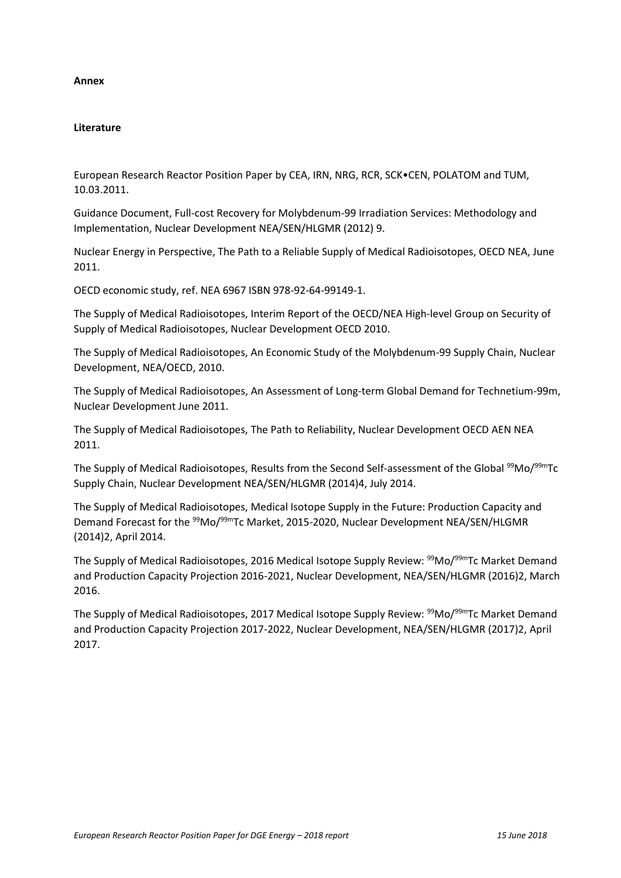**Annex**

**Literature**

European Research Reactor Position Paper by CEA, IRN, NRG, RCR, SCK•CEN, POLATOM and TUM, 10.03.2011.

Guidance Document, Full-cost Recovery for Molybdenum-99 Irradiation Services: Methodology and Implementation, Nuclear Development NEA/SEN/HLGMR (2012) 9.

Nuclear Energy in Perspective, The Path to a Reliable Supply of Medical Radioisotopes, OECD NEA, June 2011.

OECD economic study, ref. NEA 6967 ISBN 978-92-64-99149-1.

The Supply of Medical Radioisotopes, Interim Report of the OECD/NEA High-level Group on Security of Supply of Medical Radioisotopes, Nuclear Development OECD 2010.

The Supply of Medical Radioisotopes, An Economic Study of the Molybdenum-99 Supply Chain, Nuclear Development, NEA/OECD, 2010.

The Supply of Medical Radioisotopes, An Assessment of Long-term Global Demand for Technetium-99m, Nuclear Development June 2011.

The Supply of Medical Radioisotopes, The Path to Reliability, Nuclear Development OECD AEN NEA 2011.

The Supply of Medical Radioisotopes, Results from the Second Self-assessment of the Global $^{99}Mo/^{99m}Tc$ Supply Chain, Nuclear Development NEA/SEN/HLGMR (2014)4, July 2014.

The Supply of Medical Radioisotopes, Medical Isotope Supply in the Future: Production Capacity and Demand Forecast for the $^{99}Mo/^{99m}Tc$ Market, 2015-2020, Nuclear Development NEA/SEN/HLGMR (2014)2, April 2014.

The Supply of Medical Radioisotopes, 2016 Medical Isotope Supply Review: $^{99}Mo/^{99m}Tc$ Market Demand and Production Capacity Projection 2016-2021, Nuclear Development, NEA/SEN/HLGMR (2016)2, March 2016.

The Supply of Medical Radioisotopes, 2017 Medical Isotope Supply Review: $^{99}Mo/^{99m}Tc$ Market Demand and Production Capacity Projection 2017-2022, Nuclear Development, NEA/SEN/HLGMR (2017)2, April 2017.